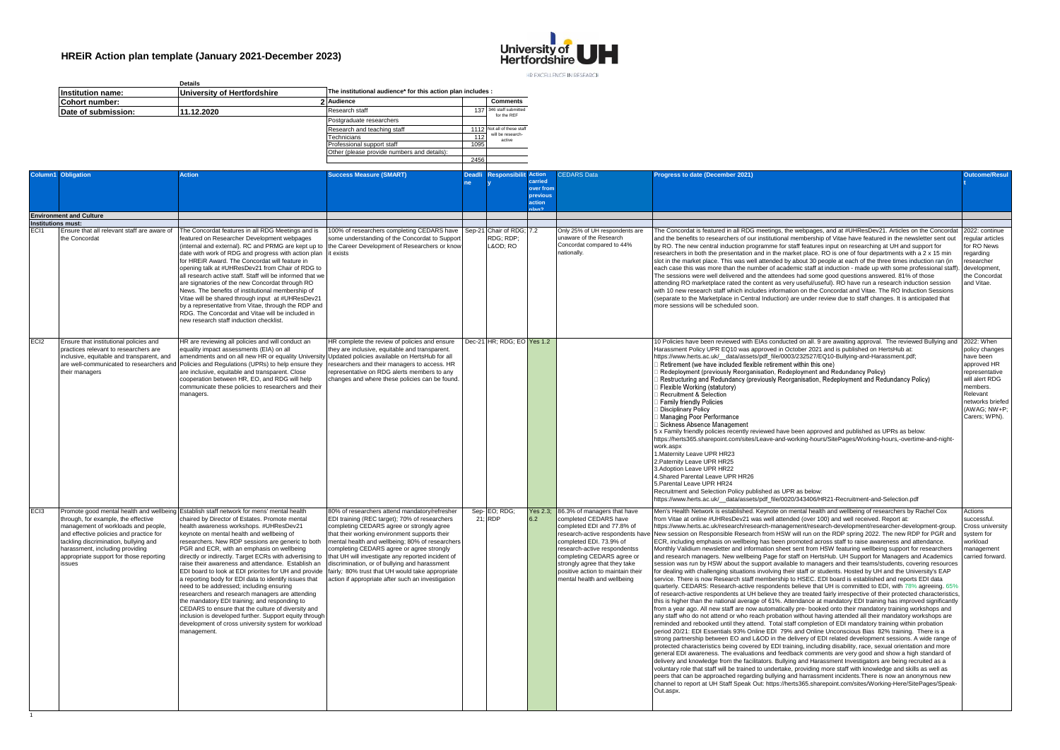# HREiR Action plan template (January 2021-December 2023)

University of Hertfordshire UH
HR EXCELLENCE IN RESEARCH

| | Details |
|---|---|
| **Institution name:** | **University of Hertfordshire** |
| **Cohort number:** | 2 |
| **Date of submission:** | **11.12.2020** |

**The institutional audience\* for this action plan includes :**

| Audience | | Comments |
|---|---|---|
| Research staff | 137 | 346 staff submitted for the REF |
| Postgraduate researchers | | |
| Research and teaching staff | 1112 | Not all of these staff will be research-active |
| Technicians | 112 | |
| Professional support staff | 1095 | |
| Other (please provide numbers and details): | | |
| | 2456 | |

| Column1 | Obligation | Action | Success Measure (SMART) | Deadline | Responsibility | Action carried over from previous action plan? | CEDARS Data | Progress to date (December 2021) | Outcome/Result |
|---|---|---|---|---|---|---|---|---|---|
| **Environment and Culture** | | | | | | | | | |
| **Institutions must:** | | | | | | | | | |
| ECI1 | Ensure that all relevant staff are aware of the Concordat | The Concordat features in all RDG Meetings and is featured on Researcher Development webpages (internal and external). RC and PRMG are kept up to date with work of RDG and progress with action plan for HREiR Award. The Concordat will feature in opening talk at #UHResDev21 from Chair of RDG to all research active staff. Staff will be informed that we are signatories of the new Concordat through RO News. The benefits of institutional membership of Vitae will be shared through input at #UHResDev21 by a representative from Vitae, through the RDP and RDG. The Concordat and Vitae will be included in new research staff induction checklist. | 100% of researchers completing CEDARS have some understanding of the Concordat to Support the Career Development of Researchers or know it exists | Sep-21 | Chair of RDG; RDP; L&OD; RO | 7.2 | Only 25% of UH respondents are unaware of the Research Concordat compared to 44% nationally. | The Concordat is featured in all RDG meetings, the webpages, and at #UHResDev21. Articles on the Concordat and the benefits to researchers of our institutional membership of Vitae have featured in the newsletter sent out by RO. The new central induction programme for staff features input on researching at UH and support for researchers in both the presentation and in the market place. RO is one of four departments with a 2 x 15 min slot in the market place. This was well attended by about 30 people at each of the three times induction ran (in each case this was more than the number of academic staff at induction - made up with some professional staff). The sessions were well delivered and the attendees had some good questions answered. 81% of those attending RO marketplace rated the content as very useful/useful). RO have run a research induction session with 10 new research staff which includes information on the Concordat and Vitae. The RO Induction Sessions (separate to the Marketplace in Central Induction) are under review due to staff changes. It is anticipated that more sessions will be scheduled soon. | 2022: continue regular articles for RO News regarding researcher development, the Concordat and Vitae. |
| ECI2 | Ensure that institutional policies and practices relevant to researchers are inclusive, equitable and transparent, and are well-communicated to researchers and their managers | HR are reviewing all policies and will conduct an equality impact assessments (EIA) on all amendments and on all new HR or equality University Policies and Regulations (UPRs) to help ensure they are inclusive, equitable and transparent. Close cooperation between HR, EO, and RDG will help communicate these policies to researchers and their managers. | HR complete the review of policies and ensure they are inclusive, equitable and transparent. Updated policies available on HertsHub for all researchers and their managers to access. HR representative on RDG alerts members to any changes and where these policies can be found. | Dec-21 | HR; RDG; EO | Yes 1.2 | | 10 Policies have been reviewed with EIAs conducted on all. 9 are awaiting approval. The reviewed Bullying and Harassment Policy UPR EQ10 was approved in October 2021 and is published on HertsHub at: https://www.herts.ac.uk/__data/assets/pdf_file/0003/232527/EQ10-Bullying-and-Harassment.pdf; ▯ Retirement (we have included flexible retirement within this one) ▯ Redeployment (previously Reorganisation, Redeployment and Redundancy Policy) ▯ Restructuring and Redundancy (previously Reorganisation, Redeployment and Redundancy Policy) ▯ Flexible Working (statutory) ▯ Recruitment & Selection ▯ Family friendly Policies ▯ Disciplinary Policy ▯ Managing Poor Performance ▯ Sickness Absence Management 5 x Family friendly policies recently reviewed have been approved and published as UPRs as below: https://herts365.sharepoint.com/sites/Leave-and-working-hours/SitePages/Working-hours,-overtime-and-night-work.aspx 1.Maternity Leave UPR HR23 2.Paternity Leave UPR HR25 3.Adoption Leave UPR HR22 4.Shared Parental Leave UPR HR26 5.Parental Leave UPR HR24 Recruitment and Selection Policy published as UPR as below: https://www.herts.ac.uk/__data/assets/pdf_file/0020/343406/HR21-Recruitment-and-Selection.pdf | 2022: When policy changes have been approved HR representative will alert RDG members. Relevant networks briefed (AWAG; NW+P; Carers; WPN). |
| ECI3 | Promote good mental health and wellbeing through, for example, the effective management of workloads and people, and effective policies and practice for tackling discrimination, bullying and harassment, including providing appropriate support for those reporting issues | Establish staff network for mens' mental health chaired by Director of Estates. Promote mental health awareness workshops. #UHResDev21 keynote on mental health and wellbeing of researchers. New RDP sessions are generic to both PGR and ECR, with an emphasis on wellbeing directly or indirectly. Target ECRs with advertising to raise their awareness and attendance. Establish an EDI board to look at EDI priorites for UH and provide a reporting body for EDI data to identify issues that need to be addressed; including ensuring researchers and research managers are attending the mandatory EDI training; and responding to CEDARS to ensure that the culture of diversity and inclusion is developed further. Support equity through development of cross university system for workload management. | 80% of researchers attend mandatory/refresher EDI training (REC target); 70% of researchers completing CEDARS agree or strongly agree that their working environment supports their mental health and wellbeing; 80% of researchers completing CEDARS agree or agree strongly that UH will investigate any reported incident of discrimination, or of bullying and harassment fairly; 80% trust that UH would take appropriate action if appropriate after such an investigation | Sep-21 | EO; RDG; RDP | Yes 2.3; 6.2 | 86.3% of managers that have completed CEDARS have completed EDI and 77.8% of research-active respondents have completed EDI. 73.9% of research-active respondentss completing CEDARS agree or strongly agree that they take positive action to maintain their mental health and wellbeing | Men's Health Network is established. Keynote on mental health and wellbeing of researchers by Rachel Cox from Vitae at online #UHResDev21 was well attended (over 100) and well received. Report at: https://www.herts.ac.uk/research/research-management/research-development/researcher-development-group. New session on Responsible Research from HSW will run on the RDP spring 2022. The new RDP for PGR and ECR, including emphasis on wellbeing has been promoted across staff to raise awareness and attendance. Monthly Validium newsletter and information sheet sent from HSW featuring wellbeing support for researchers and research managers. New wellbeing Page for staff on HertsHub. UH Support for Managers and Academics session was run by HSW about the support available to managers and their teams/students, covering resources for dealing with challenging situations involving their staff or students. Hosted by UH and the University's EAP service. There is now Research staff membership to HSEC. EDI board is established and reports EDI data quarterly. CEDARS: Research-active respondents believe that UH is committed to EDI, with 78% agreeing. 65% of research-active respondents at UH believe they are treated fairly irrespective of their protected characteristics, this is higher than the national average of 61%. Attendance at mandatory EDI training has improved significantly from a year ago. All new staff are now automatically pre- booked onto their mandatory training workshops and any staff who do not attend or who reach probation without having attended all their mandatory workshops are reminded and rebooked until they attend. Total staff completion of EDI mandatory training within probation period 20/21: EDI Essentials 93% Online EDI 79% and Online Unconscious Bias 82% training. There is a strong partnership between EO and L&OD in the delivery of EDI related development sessions. A wide range of protected characteristics being covered by EDI training, including disability, race, sexual orientation and more general EDI awareness. The evaluations and feedback comments are very good and show a high standard of delivery and knowledge from the facilitators. Bullying and Harassment Investigators are being recruited as a voluntary role that staff will be trained to undertake, providing more staff with knowledge and skills as well as peers that can be approached regarding bullying and harrassment incidents.There is now an anonymous new channel to report at UH Staff Speak Out: https://herts365.sharepoint.com/sites/Working-Here/SitePages/Speak-Out.aspx. | Actions successful. Cross university system for workload management carried forward. |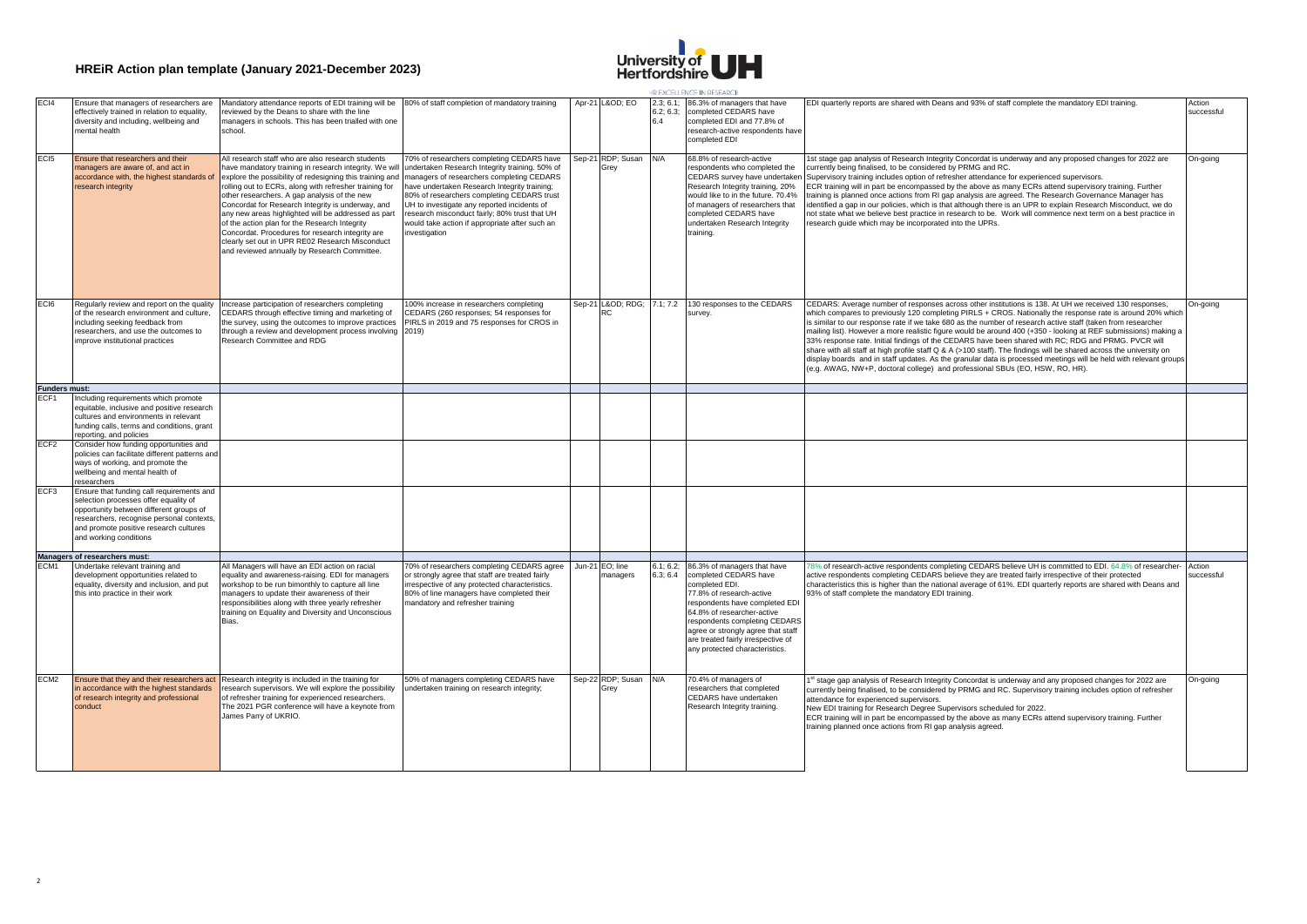# HREiR Action plan template (January 2021-December 2023)

| | | | | | | | | | |
|---|---|---|---|---|---|---|---|---|---|
| ECI4 | Ensure that managers of researchers are effectively trained in relation to equality, diversity and including, wellbeing and mental health | Mandatory attendance reports of EDI training will be reviewed by the Deans to share with the line managers in schools. This has been trialled with one school. | 80% of staff completion of mandatory training | Apr-21 | L&OD; EO | 2.3; 6.1; 6.2; 6.3; 6.4 | 86.3% of managers that have completed CEDARS have completed EDI and 77.8% of research-active respondents have completed EDI | EDI quarterly reports are shared with Deans and 93% of staff complete the mandatory EDI training. | Action successful |
| ECI5 | Ensure that researchers and their managers are aware of, and act in accordance with, the highest standards of research integrity | All research staff who are also research students have mandatory training in research integrity. We will explore the possibility of redesigning this training and rolling out to ECRs, along with refresher training for other researchers. A gap analysis of the new Concordat for Research Integrity is underway, and any new areas highlighted will be addressed as part of the action plan for the Research Integrity Concordat. Procedures for research integrity are clearly set out in UPR RE02 Research Misconduct and reviewed annually by Research Committee. | 70% of researchers completing CEDARS have undertaken Research Integrity training. 50% of managers of researchers completing CEDARS have undertaken Research Integrity training; 80% of researchers completing CEDARS trust UH to investigate any reported incidents of research misconduct fairly; 80% trust that UH would take action if appropriate after such an investigation | Sep-21 | RDP; Susan Grey | N/A | 68.8% of research-active respondents who completed the CEDARS survey have undertaken Research Integrity training, 20% would like to in the future. 70.4% of managers of researchers that completed CEDARS have undertaken Research Integrity training. | 1st stage gap analysis of Research Integrity Concordat is underway and any proposed changes for 2022 are currently being finalised, to be considered by PRMG and RC. Supervisory training includes option of refresher attendance for experienced supervisors. ECR training will in part be encompassed by the above as many ECRs attend supervisory training. Further training is planned once actions from RI gap analysis are agreed. The Research Governance Manager has identified a gap in our policies, which is that although there is an UPR to explain Research Misconduct, we do not state what we believe best practice in research to be. Work will commence next term on a best practice in research guide which may be incorporated into the UPRs. | On-going |
| ECI6 | Regularly review and report on the quality of the research environment and culture, including seeking feedback from researchers, and use the outcomes to improve institutional practices | Increase participation of researchers completing CEDARS through effective timing and marketing of the survey, using the outcomes to improve practices through a review and development process involving Research Committee and RDG | 100% increase in researchers completing CEDARS (260 responses; 54 responses for PIRLS in 2019 and 75 responses for CROS in 2019) | Sep-21 | L&OD; RDG; RC | 7.1; 7.2 | 130 responses to the CEDARS survey. | CEDARS: Average number of responses across other institutions is 138. At UH we received 130 responses, which compares to previously 120 completing PIRLS + CROS. Nationally the response rate is around 20% which is similar to our response rate if we take 680 as the number of research active staff (taken from researcher mailing list). However a more realistic figure would be around 400 (+350 - looking at REF submissions) making a 33% response rate. Initial findings of the CEDARS have been shared with RC; RDG and PRMG. PVCR will share with all staff at high profile staff Q & A (>100 staff). The findings will be shared across the university on display boards and in staff updates. As the granular data is processed meetings will be held with relevant groups (e.g. AWAG, NW+P, doctoral college) and professional SBUs (EO, HSW, RO, HR). | On-going |
| **Funders must:** | | | | | | | | | |
| ECF1 | Including requirements which promote equitable, inclusive and positive research cultures and environments in relevant funding calls, terms and conditions, grant reporting, and policies | | | | | | | | |
| ECF2 | Consider how funding opportunities and policies can facilitate different patterns and ways of working, and promote the wellbeing and mental health of researchers | | | | | | | | |
| ECF3 | Ensure that funding call requirements and selection processes offer equality of opportunity between different groups of researchers, recognise personal contexts, and promote positive research cultures and working conditions | | | | | | | | |
| **Managers of researchers must:** | | | | | | | | | |
| ECM1 | Undertake relevant training and development opportunities related to equality, diversity and inclusion, and put this into practice in their work | All Managers will have an EDI action on racial equality and awareness-raising. EDI for managers workshop to be run bimonthly to capture all line managers to update their awareness of their responsibilities along with three yearly refresher training on Equality and Diversity and Unconscious Bias. | 70% of researchers completing CEDARS agree or strongly agree that staff are treated fairly irrespective of any protected characteristics. 80% of line managers have completed their mandatory and refresher training | Jun-21 | EO; line managers | 6.1; 6.2; 6.3; 6.4 | 86.3% of managers that have completed CEDARS have completed EDI. 77.8% of research-active respondents have completed EDI 64.8% of researcher-active respondents completing CEDARS agree or strongly agree that staff are treated fairly irrespective of any protected characteristics. | 78% of research-active respondents completing CEDARS believe UH is committed to EDI. 64.8% of researcher-active respondents completing CEDARS believe they are treated fairly irrespective of their protected characteristics this is higher than the national average of 61%. EDI quarterly reports are shared with Deans and 93% of staff complete the mandatory EDI training. | Action successful |
| ECM2 | Ensure that they and their researchers act in accordance with the highest standards of research integrity and professional conduct | Research integrity is included in the training for research supervisors. We will explore the possibility of refresher training for experienced researchers. The 2021 PGR conference will have a keynote from James Parry of UKRIO. | 50% of managers completing CEDARS have undertaken training on research integrity; | Sep-22 | RDP; Susan Grey | N/A | 70.4% of managers of researchers that completed CEDARS have undertaken Research Integrity training. | 1st stage gap analysis of Research Integrity Concordat is underway and any proposed changes for 2022 are currently being finalised, to be considered by PRMG and RC. Supervisory training includes option of refresher attendance for experienced supervisors. New EDI training for Research Degree Supervisors scheduled for 2022. ECR training will in part be encompassed by the above as many ECRs attend supervisory training. Further training planned once actions from RI gap analysis agreed. | On-going |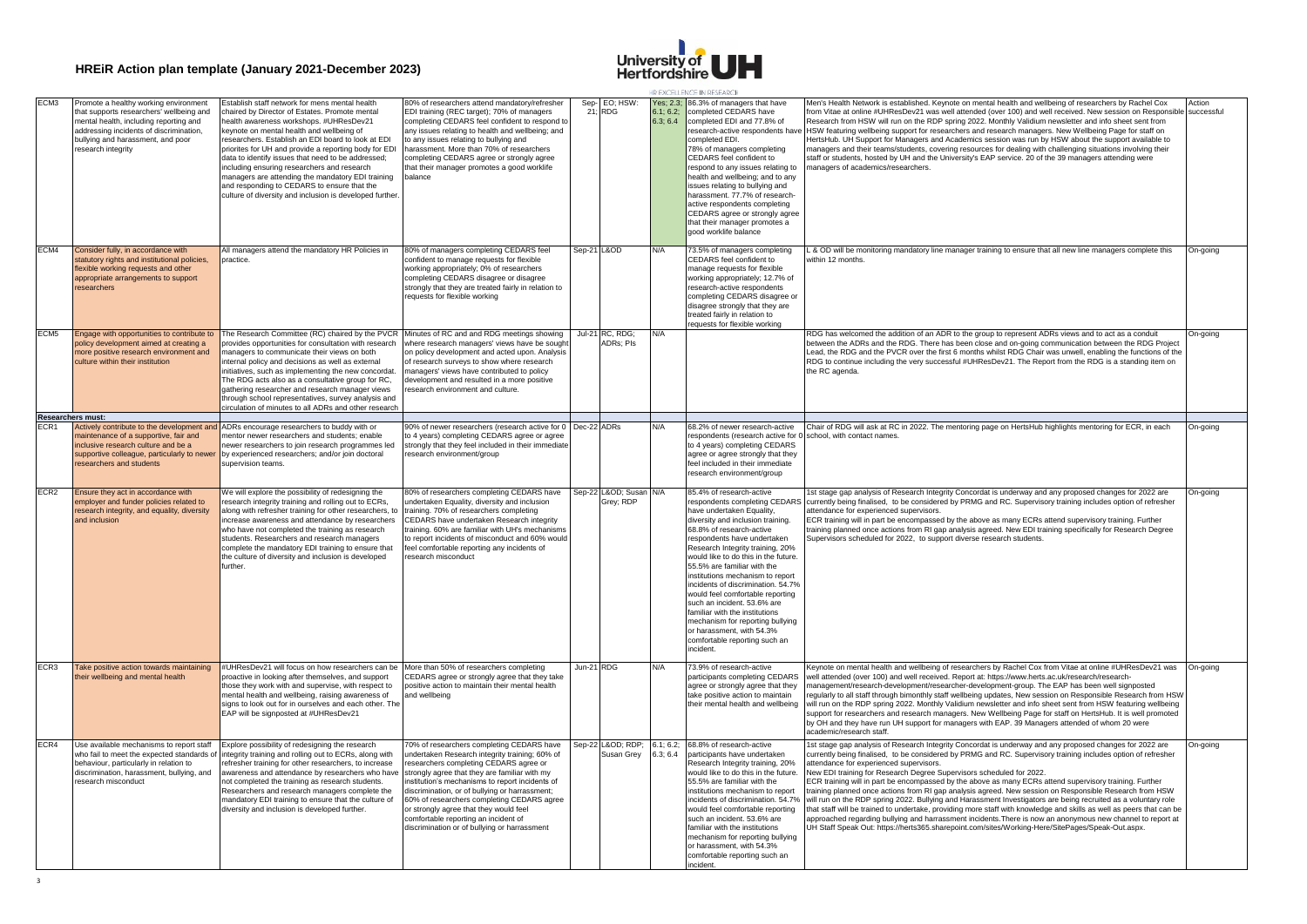# HREiR Action plan template (January 2021-December 2023)

| | | | | | | | | | |
|---|---|---|---|---|---|---|---|---|---|
| ECM3 | Promote a healthy working environment that supports researchers' wellbeing and mental health, including reporting and addressing incidents of discrimination, bullying and harassment, and poor research integrity | Establish staff network for mens mental health chaired by Director of Estates. Promote mental health awareness workshops. #UHResDev21 keynote on mental health and wellbeing of researchers. Establish an EDI board to look at EDI priorities for UH and provide a reporting body for EDI data to identify issues that need to be addressed; including ensuring researchers and research managers are attending the mandatory EDI training and responding to CEDARS to ensure that the culture of diversity and inclusion is developed further. | 80% of researchers attend mandatory/refresher EDI training (REC target); 70% of managers completing CEDARS feel confident to respond to any issues relating to health and wellbeing; and to any issues relating to bullying and harassment. More than 70% of researchers completing CEDARS agree or strongly agree that their manager promotes a good worklife balance | Sep-21 | EO; HSW; RDG | Yes; 2.3, 6.1; 6.2; 6.3; 6.4 | 86.3% of managers that have completed CEDARS have completed EDI and 77.8% of research-active respondents have completed EDI. 78% of managers completing CEDARS feel confident to respond to any issues relating to health and wellbeing; and to any issues relating to bullying and harassment. 77.7% of research-active respondents completing CEDARS agree or strongly agree that their manager promotes a good worklife balance | Men's Health Network is established. Keynote on mental health and wellbeing of researchers by Rachel Cox from Vitae at online #UHResDev21 was well attended (over 100) and well received. New session on Responsible Research from HSW will run on the RDP spring 2022. Monthly Validium newsletter and info sheet sent from HSW featuring wellbeing support for researchers and research managers. New Wellbeing Page for staff on HertsHub. UH Support for Managers and Academics session was run by HSW about the support available to managers and their teams/students, covering resources for dealing with challenging situations involving their staff or students, hosted by UH and the University's EAP service. 20 of the 39 managers attending were managers of academics/researchers. | Action successful |
| ECM4 | Consider fully, in accordance with statutory rights and institutional policies, flexible working requests and other appropriate arrangements to support researchers | All managers attend the mandatory HR Policies in practice. | 80% of managers completing CEDARS feel confident to manage requests for flexible working appropriately; 0% of researchers completing CEDARS disagree or disagree strongly that they are treated fairly in relation to requests for flexible working | Sep-21 | L&OD | N/A | 73.5% of managers completing CEDARS feel confident to manage requests for flexible working appropriately; 12.7% of research-active respondents completing CEDARS disagree or disagree strongly that they are treated fairly in relation to requests for flexible working | L & OD will be monitoring mandatory line manager training to ensure that all new line managers complete this within 12 months. | On-going |
| ECM5 | Engage with opportunities to contribute to policy development aimed at creating a more positive research environment and culture within their institution | The Research Committee (RC) chaired by the PVCR provides opportunities for consultation with research managers to communicate their views on both internal policy and decisions as well as external initiatives, such as implementing the new concordat. The RDG acts also as a consultative group for RC, gathering researcher and research manager views through school representatives, survey analysis and circulation of minutes to all ADRs and other research | Minutes of RC and and RDG meetings showing where research managers' views have been sought on policy development and acted upon. Analysis of research surveys to show where research managers' views have contributed to policy development and resulted in a more positive research environment and culture. | Jul-21 | RC, RDG; ADRs; PIs | N/A | | RDG has welcomed the addition of an ADR to the group to represent ADRs views and to act as a conduit between the ADRs and the RDG. There has been close and on-going communication between the RDG Project Lead, the RDG and the PVCR over the first 6 months whilst RDG Chair was unwell, enabling the functions of the RDG to continue including the very successful #UHResDev21. The Report from the RDG is a standing item on the RC agenda. | On-going |
| **Researchers must:** | | | | | | | | | |
| ECR1 | Actively contribute to the development and maintenance of a supportive, fair and inclusive research culture and be a supportive colleague, particularly to newer researchers and students | ADRs encourage researchers to buddy with or mentor newer researchers and students; enable newer researchers to join research programmes led by experienced researchers; and/or join doctoral supervision teams. | 90% of newer researchers (research active for 0 to 4 years) completing CEDARS agree or agree strongly that they feel included in their immediate research environment/group | Dec-22 | ADRs | N/A | 68.2% of newer research-active respondents (research active for 0 to 4 years) completing CEDARS agree or agree strongly that they feel included in their immediate research environment/group | Chair of RDG will ask at RC in 2022. The mentoring page on HertsHub highlights mentoring for ECR, in each school, with contact names. | On-going |
| ECR2 | Ensure they act in accordance with employer and funder policies related to research integrity, and equality, diversity and inclusion | We will explore the possibility of redesigning the research integrity training and rolling out to ECRs, along with refresher training for other researchers, to increase awareness and attendance by researchers who have not completed the training as research students. Researchers and research managers complete the mandatory EDI training to ensure that the culture of diversity and inclusion is developed further. | 80% of researchers completing CEDARS have undertaken Equality, diversity and inclusion training. 70% of researchers completing CEDARS have undertaken Research integrity training. 60% are familiar with UH's mechanisms to report incidents of misconduct and 60% would feel comfortable reporting any incidents of research misconduct | Sep-22 | L&OD; Susan Grey; RDP | N/A | 85.4% of research-active respondents completing CEDARS have undertaken Equality, diversity and inclusion training. 68.8% of research-active respondents have undertaken Research Integrity training, 20% would like to do this in the future. 55.5% are familiar with the institutions mechanism to report incidents of discrimination. 54.7% would feel comfortable reporting such an incident. 53.6% are familiar with the institutions mechanism for reporting bullying or harassment, with 54.3% comfortable reporting such an incident. | 1st stage gap analysis of Research Integrity Concordat is underway and any proposed changes for 2022 are currently being finalised, to be considered by PRMG and RC. Supervisory training includes option of refresher attendance for experienced supervisors. ECR training will in part be encompassed by the above as many ECRs attend supervisory training. Further training planned once actions from RI gap analysis agreed. New EDI training specifically for Research Degree Supervisors scheduled for 2022, to support diverse research students. | On-going |
| ECR3 | Take positive action towards maintaining their wellbeing and mental health | #UHResDev21 will focus on how researchers can be proactive in looking after themselves, and support those they work with and supervise, with respect to mental health and wellbeing, raising awareness of signs to look out for in ourselves and each other. The EAP will be signposted at #UHResDev21 | More than 50% of researchers completing CEDARS agree or strongly agree that they take positive action to maintain their mental health and wellbeing | Jun-21 | RDG | N/A | 73.9% of research-active participants completing CEDARS agree or strongly agree that they take positive action to maintain their mental health and wellbeing | Keynote on mental health and wellbeing of researchers by Rachel Cox from Vitae at online #UHResDev21 was well attended (over 100) and well received. Report at: https://www.herts.ac.uk/research/research-management/research-development/researcher-development-group. The EAP has been well signposted regularly to all staff through bimonthly staff wellbeing updates, New session on Responsible Research from HSW will run on the RDP spring 2022. Monthly Validium newsletter and info sheet sent from HSW featuring wellbeing support for researchers and research managers. New Wellbeing Page for staff on HertsHub. It is well promoted by OH and they have run UH support for managers with EAP. 39 Managers attended of whom 20 were academic/research staff. | On-going |
| ECR4 | Use available mechanisms to report staff who fail to meet the expected standards of behaviour, particularly in relation to discrimination, harassment, bullying, and research misconduct | Explore possibility of redesigning the research integrity training and rolling out to ECRs, along with refresher training for other researchers, to increase awareness and attendance by researchers who have not completed the training as research students. Researchers and research managers complete the mandatory EDI training to ensure that the culture of diversity and inclusion is developed further. | 70% of researchers completing CEDARS have undertaken Research integrity training; 60% of researchers completing CEDARS agree or strongly agree that they are familiar with the institution's mechanisms to report incidents of discrimination, or of bullying or harrassment; 60% of researchers completing CEDARS agree or strongly agree that they would feel comfortable reporting an incident of discrimination or of bullying or harrassment | Sep-22 | L&OD; RDP; Susan Grey | 6.1; 6.2; 6.3; 6.4 | 68.8% of research-active participants have undertaken Research Integrity training, 20% would like to do this in the future. 55.5% are familiar with the institutions mechanism to report incidents of discrimination. 54.7% would feel comfortable reporting such an incident. 53.6% are familiar with the institutions mechanism for reporting bullying or harassment, with 54.3% comfortable reporting such an incident. | 1st stage gap analysis of Research Integrity Concordat is underway and any proposed changes for 2022 are currently being finalised, to be considered by PRMG and RC. Supervisory training includes option of refresher attendance for experienced supervisors. New EDI training for Research Degree Supervisors scheduled for 2022. ECR training will in part be encompassed by the above as many ECRs attend supervisory training. Further training planned once actions from RI gap analysis agreed. New session on Responsible Research from HSW will run on the RDP spring 2022. Bullying and Harassment Investigators are being recruited as a voluntary role that staff will be trained to undertake, providing more staff with knowledge and skills as well as peers that can be approached regarding bullying and harrassment incidents. There is now an anonymous new channel to report at UH Staff Speak Out: https://herts365.sharepoint.com/sites/Working-Here/SitePages/Speak-Out.aspx. | On-going |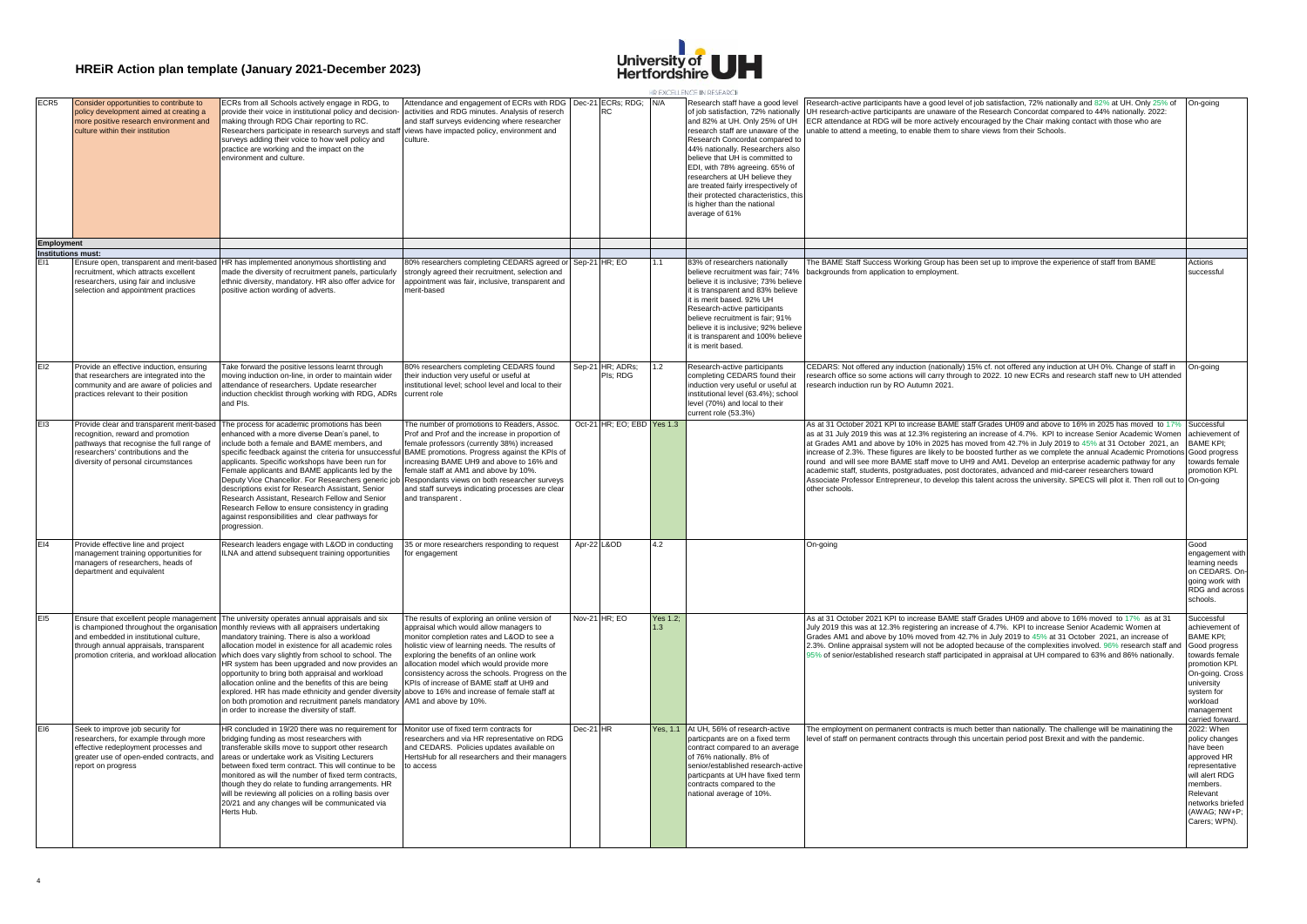# HREiR Action plan template (January 2021-December 2023)

| | | | | | | | | | |
|---|---|---|---|---|---|---|---|---|---|
| ECR5 | Consider opportunities to contribute to policy development aimed at creating a more positive research environment and culture within their institution | ECRs from all Schools actively engage in RDG, to provide their voice in institutional policy and decision-making through RDG Chair reporting to RC. Researchers participate in research surveys and staff surveys adding their voice to how well policy and practice are working and the impact on the environment and culture. | Attendance and engagement of ECRs with RDG activities and RDG minutes. Analysis of reserch and staff surveys evidencing where researcher views have impacted policy, environment and culture. | Dec-21 | ECRs; RDG; RC | N/A | Research staff have a good level of job satisfaction, 72% nationally and 82% at UH. Only 25% of research staff are unaware of the Research Concordat compared to 44% nationally. Researchers also believe that UH is committed to EDI, with 78% agreeing. 65% of researchers at UH believe they are treated fairly irrespectively of their protected characteristics, this is higher than the national average of 61% | Research-active participants have a good level of job satisfaction, 72% nationally and 82% at UH. Only 25% of UH research-active participants are unaware of the Research Concordat compared to 44% nationally. 2022: ECR attendance at RDG will be more actively encouraged by the Chair making contact with those who are unable to attend a meeting, to enable them to share views from their Schools. | On-going |
| **Employment** | | | | | | | | | |
| **Institutions must:** | | | | | | | | | |
| EI1 | Ensure open, transparent and merit-based recruitment, which attracts excellent researchers, using fair and inclusive selection and appointment practices | HR has implemented anonymous shortlisting and made the diversity of recruitment panels, particularly ethnic diversity, mandatory. HR also offer advice for positive action wording of adverts. | 80% researchers completing CEDARS agreed or strongly agreed their recruitment, selection and appointment was fair, inclusive, transparent and merit-based | Sep-21 | HR; EO | 1.1 | 83% of researchers nationally believe recruitment was fair; 74% believe it is inclusive; 73% believe it is transparent and 83% believe it is merit based. 92% UH Research-active participants believe recruitment is fair; 91% believe it is inclusive; 92% believe it is transparent and 100% believe it is merit based. | The BAME Staff Success Working Group has been set up to improve the experience of staff from BAME backgrounds from application to employment. | Actions successful |
| EI2 | Provide an effective induction, ensuring that researchers are integrated into the community and are aware of policies and practices relevant to their position | Take forward the positive lessons learnt through moving induction on-line, in order to maintain wider attendance of researchers. Update researcher induction checklist through working with RDG, ADRs and PIs. | 80% researchers completing CEDARS found their induction very useful or useful at institutional level; school level and local to their current role | Sep-21 | HR; ADRs; PIs; RDG | 1.2 | Research-active participants completing CEDARS found their induction very useful or useful at institutional level (63.4%); school level (70%) and local to their current role (53.3%) | CEDARS: Not offered any induction (nationally) 15% cf. not offered any induction at UH 0%. Change of staff in research office so some actions will carry through to 2022. 10 new ECRs and research staff new to UH attended research induction run by RO Autumn 2021. | On-going |
| EI3 | Provide clear and transparent merit-based recognition, reward and promotion pathways that recognise the full range of researchers' contributions and the diversity of personal circumstances | The process for academic promotions has been enhanced with a more diverse Dean's panel, to include both a female and BAME members, and specific feedback against the criteria for unsuccessful applicants. Specific workshops have been run for Female applicants and BAME applicants led by the Deputy Vice Chancellor. For Researchers generic job descriptions exist for Research Assistant, Senior Research Assistant, Research Fellow and Senior Research Fellow to ensure consistency in grading against responsibilities and clear pathways for progression. | The number of promotions to Readers, Assoc. Prof and Prof and the increase in proportion of female professors (currently 38%) increased BAME promotions. Progress against the KPIs of increasing BAME UH9 and above to 16% and female staff at AM1 and above by 10%. Respondants views on both researcher surveys and staff surveys indicating processes are clear and transparent . | Oct-21 | HR; EO; EBD | Yes 1.3 | | As at 31 October 2021 KPI to increase BAME staff Grades UH09 and above to 16% in 2025 has moved to 17% as at 31 July 2019 this was at 12.3% registering an increase of 4.7%. KPI to increase Senior Academic Women at Grades AM1 and above by 10% in 2025 has moved from 42.7% in July 2019 to 45% at 31 October 2021, an increase of 2.3%. These figures are likely to be boosted further as we complete the annual Academic Promotions round and will see more BAME staff move to UH9 and AM1. Develop an enterprise academic pathway for any academic staff, students, postgraduates, post doctorates, advanced and mid-career researchers toward Associate Professor Entrepreneur, to develop this talent across the university. SPECS will pilot it. Then roll out to other schools. | Successful achievement of BAME KPI; Good progress towards female promotion KPI. On-going |
| EI4 | Provide effective line and project management training opportunities for managers of researchers, heads of department and equivalent | Research leaders engage with L&OD in conducting ILNA and attend subsequent training opportunities | 35 or more researchers responding to request for engagement | Apr-22 | L&OD | 4.2 | | On-going | Good engagement with learning needs on CEDARS. On-going work with RDG and across schools. |
| EI5 | Ensure that excellent people management is championed throughout the organisation and embedded in institutional culture, through annual appraisals, transparent promotion criteria, and workload allocation | The university operates annual appraisals and six monthly reviews with all appraisers undertaking mandatory training. There is also a workload allocation model in existence for all academic roles which does vary slightly from school to school. The HR system has been upgraded and now provides an opportunity to bring both appraisal and workload allocation online and the benefits of this are being explored. HR has made ethnicity and gender diversity on both promotion and recruitment panels mandatory in order to increase the diversity of staff. | The results of exploring an online version of appraisal which would allow managers to monitor completion rates and L&OD to see a holistic view of learning needs. The results of exploring the benefits of an online work allocation model which would provide more consistency across the schools. Progress on the KPIs of increase of BAME staff at UH9 and above to 16% and increase of female staff at AM1 and above by 10%. | Nov-21 | HR; EO | Yes 1.2; 1.3 | | As at 31 October 2021 KPI to increase BAME staff Grades UH09 and above to 16% moved to 17% as at 31 July 2019 this was at 12.3% registering an increase of 4.7%. KPI to increase Senior Academic Women at Grades AM1 and above by 10% moved from 42.7% in July 2019 to 45% at 31 October 2021, an increase of 2.3%. Online appraisal system will not be adopted because of the complexities involved. 96% research staff and 95% of senior/established research staff participated in appraisal at UH compared to 63% and 86% nationally. | Successful achievement of BAME KPI; Good progress towards female promotion KPI. On-going. Cross university system for workload management carried forward. |
| EI6 | Seek to improve job security for researchers, for example through more effective redeployment processes and greater use of open-ended contracts, and report on progress | HR concluded in 19/20 there was no requirement for bridging funding as most researchers with transferable skills move to support other research areas or undertake work as Visiting Lecturers between fixed term contract. This will continue to be monitored as will the number of fixed term contracts, though they do relate to funding arrangements. HR will be reviewing all policies on a rolling basis over 20/21 and any changes will be communicated via Herts Hub. | Monitor use of fixed term contracts for researchers and via HR representative on RDG and CEDARS. Policies available on HertsHub for all researchers and their managers to access | Dec-21 | HR | Yes, 1.1 | At UH, 56% of research-active participants are on a fixed term contract compared to an average of 76% nationally. 8% of senior/established research-active participants at UH have fixed term contracts compared to the national average of 10%. | The employment on permanent contracts is much better than nationally. The challenge will be mainatining the level of staff on permanent contracts through this uncertain period post Brexit and with the pandemic. | 2022: When policy changes have been approved HR representative will alert RDG members. Relevant networks briefed (AWAG; NW+P; Carers; WPN). |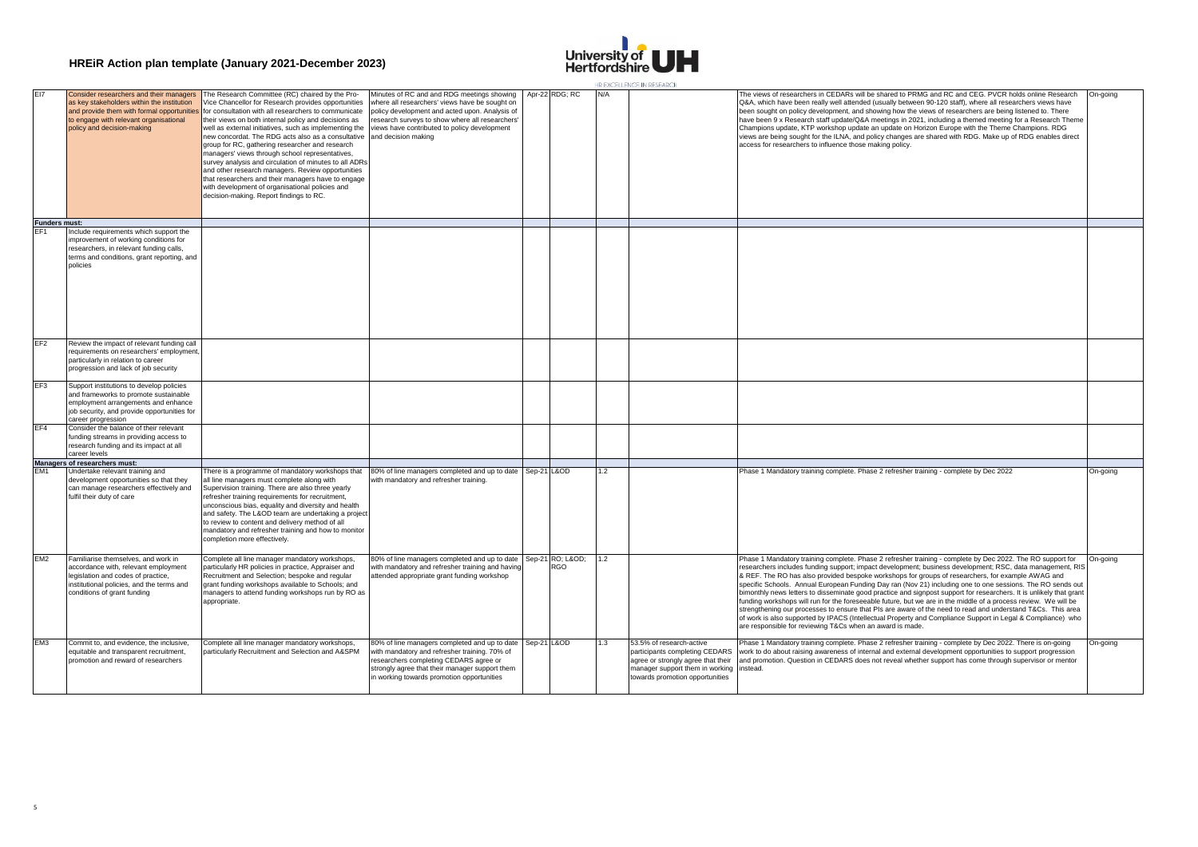# HREiR Action plan template (January 2021-December 2023)

| | | | | | | | | | |
|---|---|---|---|---|---|---|---|---|---|
| EI7 | Consider researchers and their managers as key stakeholders within the institution and provide them with formal opportunities to engage with relevant organisational policy and decision-making | The Research Committee (RC) chaired by the Pro-Vice Chancellor for Research provides opportunities for consultation with all researchers to communicate their views on both internal policy and decisions as well as external initiatives, such as implementing the new concordat. The RDG acts also as a consultative group for RC, gathering researcher and research managers' views through school representatives, survey analysis and circulation of minutes to all ADRs and other research managers. Review opportunities that researchers and their managers have to engage with development of organisational policies and decision-making. Report findings to RC. | Minutes of RC and and RDG meetings showing where all researchers' views have be sought on policy development and acted upon. Analysis of research surveys to show where all researchers' views have contributed to policy development and decision making | Apr-22 | RDG; RC | N/A | | The views of researchers in CEDARs will be shared to PRMG and RC and CEG. PVCR holds online Research Q&A, which have been really well attended (usually between 90-120 staff), where all researchers views have been sought on policy development, and showing how the views of researchers are being listened to. There have been 9 x Research staff update/Q&A meetings in 2021, including a themed meeting for a Research Theme Champions update, KTP workshop update an update on Horizon Europe with the Theme Champions. RDG views are being sought for the ILNA, and policy changes are shared with RDG. Make up of RDG enables direct access for researchers to influence those making policy. | On-going |
| **Funders must:** | | | | | | | | | |
| EF1 | Include requirements which support the improvement of working conditions for researchers, in relevant funding calls, terms and conditions, grant reporting, and policies | | | | | | | | |
| EF2 | Review the impact of relevant funding call requirements on researchers' employment, particularly in relation to career progression and lack of job security | | | | | | | | |
| EF3 | Support institutions to develop policies and frameworks to promote sustainable employment arrangements and enhance job security, and provide opportunities for career progression | | | | | | | | |
| EF4 | Consider the balance of their relevant funding streams in providing access to research funding and its impact at all career levels | | | | | | | | |
| **Managers of researchers must:** | | | | | | | | | |
| EM1 | Undertake relevant training and development opportunities so that they can manage researchers effectively and fulfil their duty of care | There is a programme of mandatory workshops that all line managers must complete along with Supervision training. There are also three yearly refresher training requirements for recruitment, unconscious bias, equality and diversity and health and safety. The L&OD team are undertaking a project to review to content and delivery method of all mandatory and refresher training and how to monitor completion more effectively. | 80% of line managers completed and up to date with mandatory and refresher training. | Sep-21 | L&OD | 1.2 | | Phase 1 Mandatory training complete. Phase 2 refresher training - complete by Dec 2022 | On-going |
| EM2 | Familiarise themselves, and work in accordance with, relevant employment legislation and codes of practice, institutional policies, and the terms and conditions of grant funding | Complete all line manager mandatory workshops, particularly HR policies in practice, Appraiser and Recruitment and Selection; bespoke and regular grant funding workshops available to Schools; and managers to attend funding workshops run by RO as appropriate. | 80% of line managers completed and up to date with mandatory and refresher training and having attended appropriate grant funding workshop | Sep-21 | RO; L&OD; RGO | 1.2 | | Phase 1 Mandatory training complete. Phase 2 refresher training - complete by Dec 2022. The RO support for researchers includes funding support; impact development; business development; RSC, data management, RIS & REF. The RO has also provided bespoke workshops for groups of researchers, for example AWAG and specific Schools. Annual European Funding Day ran (Nov 21) including one to one sessions. The RO sends out bimonthly news letters to disseminate good practice and signpost support for researchers. It is unlikely that grant funding workshops will run for the foreseeable future, but we are in the middle of a process review. We will be strengthening our processes to ensure that PIs are aware of the need to read and understand T&Cs. This area of work is also supported by IPACS (Intellectual Property and Compliance Support in Legal & Compliance) who are responsible for reviewing T&Cs when an award is made. | On-going |
| EM3 | Commit to, and evidence, the inclusive, equitable and transparent recruitment, promotion and reward of researchers | Complete all line manager mandatory workshops, particularly Recruitment and Selection and A&SPM | 80% of line managers completed and up to date with mandatory and refresher training. 70% of researchers completing CEDARS agree or strongly agree that their manager support them in working towards promotion opportunities | Sep-21 | L&OD | 1.3 | 53.5% of research-active participants completing CEDARS agree or strongly agree that their manager support them in working towards promotion opportunities | Phase 1 Mandatory training complete. Phase 2 refresher training - complete by Dec 2022. There is on-going work to do about raising awareness of internal and external development opportunities to support progression and promotion. Question in CEDARS does not reveal whether support has come through supervisor or mentor instead. | On-going |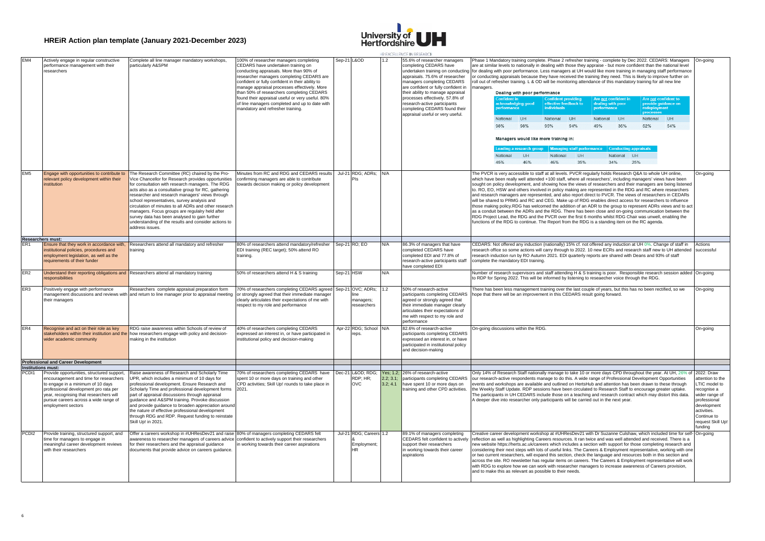# HREiR Action plan template (January 2021-December 2023)

| | | | | | | | | | |
|---|---|---|---|---|---|---|---|---|---|
| EM4 | Actively engage in regular constructive performance management with their researchers | Complete all line manager mandatory workshops, particularly A&SPM | 100% of researcher managers completing CEDARS have undertaken training on conducting appraisals. More than 90% of researcher managers completing CEDARS are confident or fully confident in their ability to manage appraisal processes effectively. More than 50% of researchers completing CEDARS found their appraisal useful or very useful. 80% of line managers completed and up to date with mandatory and refresher training. | Sep-21 | L&OD | 1.2 | 55.6% of researcher managers completing CEDARS have undertaken training on conducting appraisals. 75.6% of researcher managers completing CEDARS are confident or fully confident in their ability to manage appraisal processes effectively. 57.8% of research-active participants completing CEDARS found their appraisal useful or very useful. | Phase 1 Mandatory training complete. Phase 2 refresher training - complete by Dec 2022. CEDARS: Managers are at similar levels to nationally in dealing with those they appraise - but more confident than the national level for dealing with poor performance. Less managers at UH would like more training in managing staff performance or conducting appraisals because they have received the training they need. This is likely to improve further on roll out of refresher training. L & OD will be monitoring attendance of this mandatory training for all new line managers.<br><br>**Dealing with poor performance**<br>Confident in acknowledging good performance: National 98%, UH 98%<br>Confident providing effective feedback to individuals: National 95%, UH 94%<br>Are not confident in dealing with poor performance: National 49%, UH 36%<br>Are not confident to provide guidance on redeployment processes: National 52%, UH 54%<br><br>**Managers would like more training in:**<br>Leading a research group: National 45%, UH 46%<br>Managing staff performance: National 46%, UH 35%<br>Conducting appraisals: National 34%, UH 25% | On-going |
| EM5 | Engage with opportunities to contribute to relevant policy development within their institution | The Research Committee (RC) chaired by the Pro-Vice Chancellor for Research provides opportunities for consultation with research managers. The RDG acts also as a consultative group for RC, gathering researcher and research managers' views through school representatives, survey analysis and circulation of minutes to all ADRs and other research managers. Focus groups are regulalry held after survey data has been analysed to gain further understanding of the results and consider actions to address issues. | Minutes from RC and RDG and CEDARS results confirming managers are able to contribute towards decision making or policy development | Jul-21 | RDG; ADRs; PIs | N/A | | The PVCR is very accessible to staff at all levels. PVCR regularly holds Research Q&A to whole UH online, which have been really well attended +100 staff, where all researchers', including managers' views have been sought on policy development, and showing how the views of researchers and their managers are being listened to. RO, EO, HSW and others involved in policy making are represented in the RDG and RC where researchers and research managers are represented, and also report direct to PVCR. The views of researchers in CEDARS will be shared to PRMG and RC and CEG. Make up of RDG enables direct access for researchers to influence those making policy.RDG has welcomed the addition of an ADR to the group to represent ADRs views and to act as a conduit between the ADRs and the RDG. There has been close and on-going communication between the RDG Project Lead, the RDG and the PVCR over the first 6 months whilst RDG Chair was unwell, enabling the functions of the RDG to continue. The Report from the RDG is a standing item on the RC agenda. | On-going |
| **Researchers must:** | | | | | | | | | |
| ER1 | Ensure that they work in accordance with, institutional policies, procedures and employment legislation, as well as the requirements of their funder | Researchers attend all mandatory and refresher training | 80% of researchers attend mandatory/refresher EDI training (REC target); 50% attend RO training. | Sep-21 | RO; EO | N/A | 86.3% of managers that have completed CEDARS have completed EDI and 77.8% of research-active participants staff have completed EDI | CEDARS: Not offered any induction (nationally) 15% cf. not offered any induction at UH 0%. Change of staff in research office so some actions will carry through to 2022. 10 new ECRs and research staff new to UH attended research induction run by RO Autumn 2021. EDI quarterly reports are shared with Deans and 93% of staff complete the mandatory EDI training. | Actions successful |
| ER2 | Understand their reporting obligations and responsibilities | Researchers attend all mandatory training | 50% of researchers attend H & S training | Sep-21 | HSW | N/A | | Number of research supervisors and staff attending H & S training is poor. Responsible research session added to RDP for Spring 2022. This will be informed by listening to reseaecher voice through the RDG. | On-going |
| ER3 | Positively engage with performance management discussions and reviews with their managers | Researchers complete appraisal preparation form and return to line manager prior to appraisal meeting | 70% of researchers completing CEDARS agreed or strongly agreed that their immediate manager clearly articulates their expectations of me with respect to my role and performance | Sep-21 | OVC; ADRs; line managers; researchers | 1.2 | 50% of research-active participants completing CEDARS agreed or strongly agreed that their immediate manager clearly articulates their expectations of me with respect to my role and performance | There has been less management training over the last couple of years, but this has no been rectified, so we hope that there will be an improvement in this CEDARS result going forward. | On-going |
| ER4 | Recognise and act on their role as key stakeholders within their institution and the wider academic community | RDG raise awareness within Schools of review of how researchers engage with policy and decision-making in the institution | 40% of researchers completing CEDARS expressed an interest in, or have participated in institutional policy and decision-making | Apr-22 | RDG; School reps. | N/A | 82.6% of research-active participants completing CEDARS expressed an interest in, or have participated in institutional policy and decision-making | On-going discussions within the RDG. | On-going |
| **Professional and Career Development** | | | | | | | | | |
| **Institutions must:** | | | | | | | | | |
| PCDI1 | Provide opportunities, structured support, encouragement and time for researchers to engage in a minimum of 10 days professional development pro rata per year, recognising that researchers will pursue careers across a wide range of employment sectors | Raise awareness of Research and Scholarly Time UPR, which includes a minimum of 10 days for professional development. Ensure Research and Scholarly Time and professional development forms part of appraisal discussions through appraisal guidance and A&SPM training. Provoke discussion and provide guidance to broaden appreciation around the nature of effective professional development through RDG and RDP. Request funding to reinstate Skill Up! in 2021. | 70% of researchers completing CEDARS have spent 10 or more days on training and other CPD activities; Skill Up! rounds to take place in 2021. | Dec-21 | L&OD; RDG; RDP; HR; OVC | Yes; 1.2; 2.2; 3.1; 3.2; 4.1 | 26% of research-active participants completing CEDARS have spent 10 or more days on training and other CPD activities. | Only 14% of Research Staff nationally manage to take 10 or more days CPD throughout the year. At UH, 26% of our research-active respondents manage to do this. A wide range of Professional Development Opportunities events and workshops are available and outlined on HertsHub and attention has been drawn to these through the Weekly Staff Update. RDP sessions have been circulated to Research Staff to encourage greater uptake. The participants in UH CEDARS include those on a teaching and research contract which may distort this data. A deeper dive into researcher only participants will be carried out in the next year. | 2022: Draw attention to the LTIC model to recognise a wider range of professional development activities. Continue to request Skill Up! funding |
| PCDI2 | Provide training, structured support, and time for managers to engage in meaningful career development reviews with their researchers | Offer a careers workshop in #UHResDev21 and raise awareness to researcher managers of careers advice for their researchers and the appraisal guidance documents that provide advice on careers guidance. | 80% of managers completing CEDARS felt confident to actively support their researchers in working towards their career aspirations | Jul-21 | RDG; Careers & Employment; HR | 1.2 | 89.1% of managers completing CEDARS felt confident to actively support their researchers in working towards their career aspirations | Creative career development workshop at #UHResDev21 with Dr Suzanne Culshaw, which included time for self-reflection as well as highlighting Careers resources. It ran twice and was well attended and received. There is a new website https://herts.ac.uk/careers which includes a section with support for those completing research and considering their next steps with lots of useful links. The Careers & Employment representative, working with one or two current researchers, will expand this section, check the language and resources both in this section and across the site. RO newsletter has regular items on careers. The Careers & Employment representative will work with RDG to explore how we can work with researcher managers to increase awareness of Careers provision, and to make this as relevant as possible to their needs. | On-going |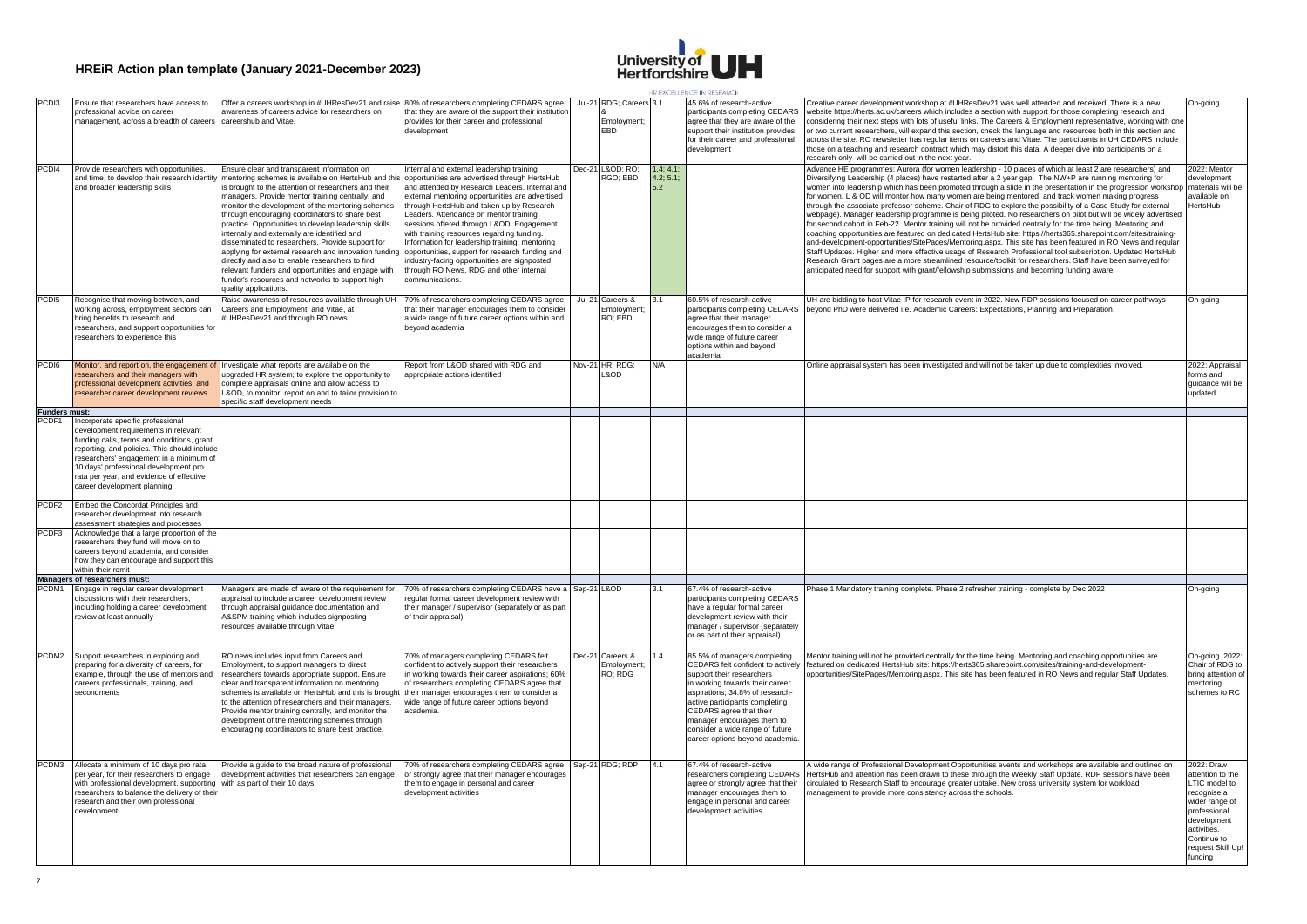# HREiR Action plan template (January 2021-December 2023)

| | | | | | | | | | |
|---|---|---|---|---|---|---|---|---|---|
| PCDI3 | Ensure that researchers have access to professional advice on career management, across a breadth of careers | Offer a careers workshop in #UHResDev21 and raise awareness of careers advice for researchers on careershub and Vitae. | 80% of researchers completing CEDARS agree that they are aware of the support their institution provides for their career and professional development | Jul-21 | RDG; Careers & Employment; EBD | 3.1 | 45.6% of research-active participants completing CEDARS agree that they are aware of the support their institution provides for their career and professional development | Creative career development workshop at #UHResDev21 was well attended and received. There is a new website https://herts.ac.uk/careers which includes a section with support for those completing research and considering their next steps with lots of useful links. The Careers & Employment representative, working with one or two current researchers, will expand this section, check the language and resources both in this section and across the site. RO newsletter has regular items on careers and Vitae. The participants in UH CEDARS include those on a teaching and research contract which may distort this data. A deeper dive into participants on a research-only will be carried out in the next year. | On-going |
| PCDI4 | Provide researchers with opportunities, and time, to develop their research identity and broader leadership skills | Ensure clear and transparent information on mentoring schemes is available on HertsHub and this is brought to the attention of researchers and their managers. Provide mentor training centrally, and monitor the development of the mentoring schemes through encouraging coordinators to share best practice. Opportunities to develop leadership skills internally and externally are identified and disseminated to researchers. Provide support for applying for external research and innovation funding directly and also to enable researchers to find relevant funders and opportunities and engage with funder's resources and networks to support high-quality applications. | Internal and external leadership training opportunities are advertised through HertsHub and attended by Research Leaders. Internal and external mentoring opportunities are advertised through HertsHub and taken up by Research Leaders. Attendance on mentor training sessions offered through L&OD. Engagement with training resources regarding funding. Information for leadership training, mentoring opportunities, support for research funding and industry-facing opportunities are signposted through RO News, RDG and other internal communications. | Dec-21 | L&OD; RO; RGO; EBD | 1.4; 4.1; 4.2; 5.1; 5.2 | | Advance HE programmes: Aurora (for women leadership - 10 places of which at least 2 are researchers) and Diversifying Leadership (4 places) have restarted after a 2 year gap. The NW+P are running mentoring for women into leadership which has been promoted through a slide in the presentation in the progression workshop for women. L & OD will monitor how many women are being mentored, and track women making progress through the associate professor scheme. Chair of RDG to explore the possibility of a Case Study for external webpage). Manager leadership programme is being piloted. No researchers on pilot but will be widely advertised for second cohort in Feb-22. Mentor training will not be provided centrally for the time being. Mentoring and coaching opportunities are featured on dedicated HertsHub site: https://herts365.sharepoint.com/sites/training-and-development-opportunities/SitePages/Mentoring.aspx. This site has been featured in RO News and regular Staff Updates. Higher and more effective usage of Research Professional tool subscription. Updated HertsHub Research Grant pages are a more streamlined resource/toolkit for researchers. Staff have been surveyed for anticipated need for support with grant/fellowship submissions and becoming funding aware. | 2022: Mentor development materials will be available on HertsHub |
| PCDI5 | Recognise that moving between, and working across, employment sectors can bring benefits to research and researchers, and support opportunities for researchers to experience this | Raise awareness of resources available through UH Careers and Employment, and Vitae, at #UHResDev21 and through RO news | 70% of researchers completing CEDARS agree that their manager encourages them to consider a wide range of future career options within and beyond academia | Jul-21 | Careers & Employment; RO; EBD | 3.1 | 60.5% of research-active participants completing CEDARS agree that their manager encourages them to consider a wide range of future career options within and beyond academia | UH are bidding to host Vitae IP for research event in 2022. New RDP sessions focused on career pathways beyond PhD were delivered i.e. Academic Careers: Expectations, Planning and Preparation. | On-going |
| PCDI6 | Monitor, and report on, the engagement of researchers and their managers with professional development activities, and researcher career development reviews | Investigate what reports are available on the upgraded HR system; to explore the opportunity to complete appraisals online and allow access to L&OD, to monitor, report on and to tailor provision to specific staff development needs | Report from L&OD shared with RDG and appropriate actions identified | Nov-21 | HR; RDG; L&OD | N/A | | Online appraisal system has been investigated and will not be taken up due to complexities involved. | 2022: Appraisal forms and guidance will be updated |
| **Funders must:** | | | | | | | | | |
| PCDF1 | Incorporate specific professional development requirements in relevant funding calls, terms and conditions, grant reporting, and policies. This should include researchers' engagement in a minimum of 10 days' professional development pro rata per year, and evidence of effective career development planning | | | | | | | | |
| PCDF2 | Embed the Concordat Principles and researcher development into research assessment strategies and processes | | | | | | | | |
| PCDF3 | Acknowledge that a large proportion of the researchers they fund will move on to careers beyond academia, and consider how they can encourage and support this within their remit | | | | | | | | |
| **Managers of researchers must:** | | | | | | | | | |
| PCDM1 | Engage in regular career development discussions with their researchers, including holding a career development review at least annually | Managers are made of aware of the requirement for appraisal to include a career development review through appraisal guidance documentation and A&SPM training which includes signposting resources available through Vitae. | 70% of researchers completing CEDARS have a regular formal career development review with their manager / supervisor (separately or as part of their appraisal) | Sep-21 | L&OD | 3.1 | 67.4% of research-active participants completing CEDARS have a regular formal career development review with their manager / supervisor (separately or as part of their appraisal) | Phase 1 Mandatory training complete. Phase 2 refresher training - complete by Dec 2022 | On-going |
| PCDM2 | Support researchers in exploring and preparing for a diversity of careers, for example, through the use of mentors and careers professionals, training, and secondments | RO news includes input from Careers and Employment, to support managers to direct researchers towards appropriate support. Ensure clear and transparent information on mentoring schemes is available on HertsHub and this is brought to the attention of researchers and their managers. Provide mentor training centrally, and monitor the development of the mentoring schemes through encouraging coordinators to share best practice. | 70% of managers completing CEDARS felt confident to actively support their researchers in working towards their career aspirations; 60% of researchers completing CEDARS agree that their manager encourages them to consider a wide range of future career options beyond academia. | Dec-21 | Careers & Employment; RO; RDG | 1.4 | 85.5% of managers completing CEDARS felt confident to actively support their researchers in working towards their career aspirations; 34.8% of research-active participants completing CEDARS agree that their manager encourages them to consider a wide range of future career options beyond academia. | Mentor training will not be provided centrally for the time being. Mentoring and coaching opportunities are featured on dedicated HertsHub site: https://herts365.sharepoint.com/sites/training-and-development-opportunities/SitePages/Mentoring.aspx. This site has been featured in RO News and regular Staff Updates. | On-going. 2022: Chair of RDG to bring attention of mentoring schemes to RC |
| PCDM3 | Allocate a minimum of 10 days pro rata, per year, for their researchers to engage with professional development, supporting researchers to balance the delivery of their research and their own professional development | Provide a guide to the broad nature of professional development activities that researchers can engage with as part of their 10 days | 70% of researchers completing CEDARS agree or strongly agree that their manager encourages them to engage in personal and career development activities | Sep-21 | RDG; RDP | 4.1 | 67.4% of research-active researchers completing CEDARS agree or strongly agree that their manager encourages them to engage in personal and career development activities | A wide range of Professional Development Opportunities events and workshops are available and outlined on HertsHub and attention has been drawn to these through the Weekly Staff Update. RDP sessions have been circulated to Research Staff to encourage greater uptake. New cross university system for workload management to provide more consistency across the schools. | 2022: Draw attention to the LTIC model to recognise a wider range of professional development activities. Continue to request Skill Up! funding |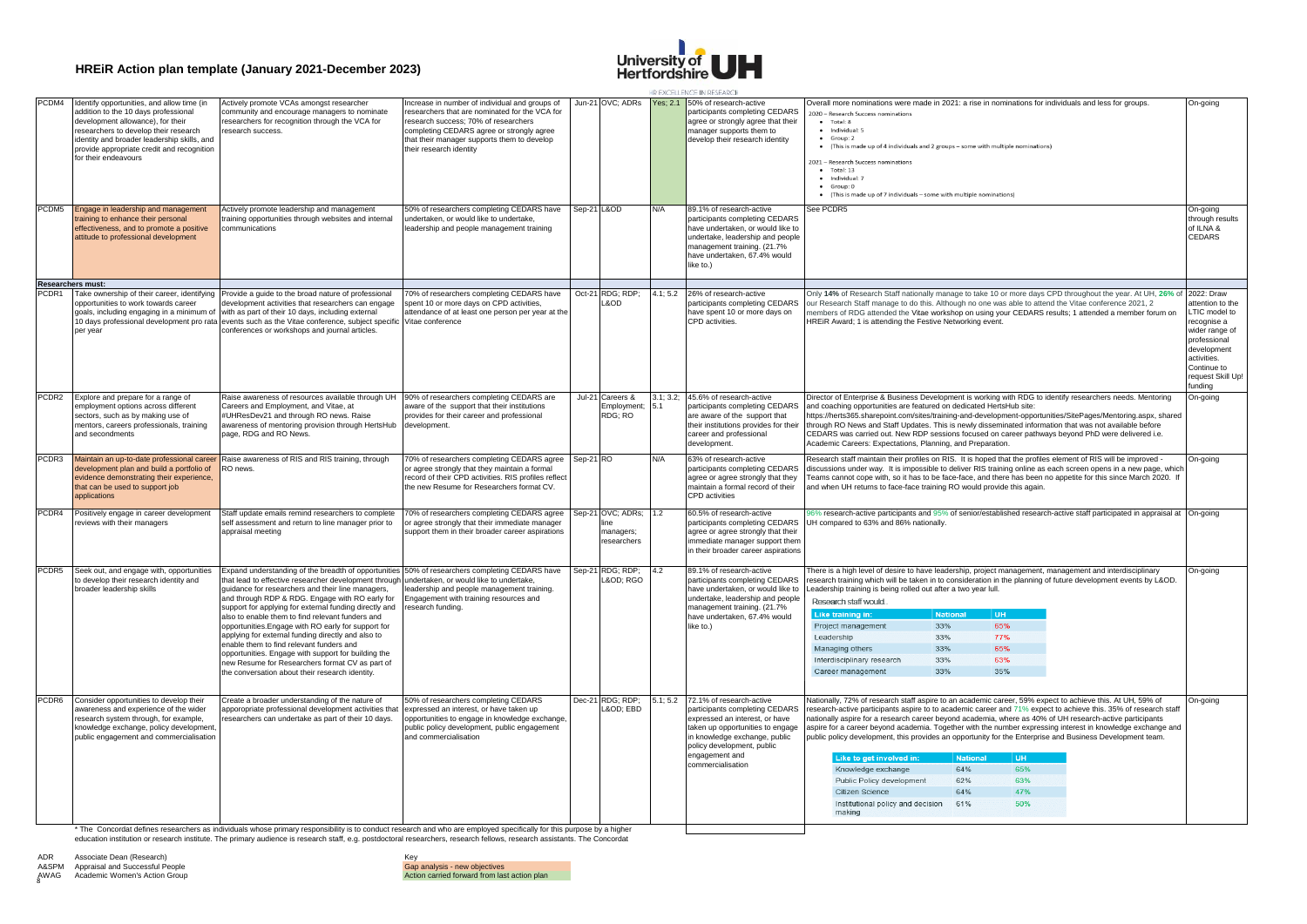# HREiR Action plan template (January 2021-December 2023)

| | | | | | | | | | |
|---|---|---|---|---|---|---|---|---|---|
| PCDM4 | Identify opportunities, and allow time (in addition to the 10 days professional development allowance), for their researchers to develop their research identity and broader leadership skills, and provide appropriate credit and recognition for their endeavours | Actively promote VCAs amongst researcher community and encourage managers to nominate researchers for recognition through the VCA for research success. | Increase in number of individual and groups of researchers that are nominated for the VCA for research success; 70% of researchers completing CEDARS agree or strongly agree that their manager supports them to develop their research identity | Jun-21 | OVC; ADRs | Yes; 2.1 | 50% of research-active participants completing CEDARS agree or strongly agree that their manager supports them to develop their research identity | Overall more nominations were made in 2021: a rise in nominations for individuals and less for groups. 2020 – Research Success nominations • Total: 8 • Individual: 5 • Group: 2 • (This is made up of 4 individuals and 2 groups – some with multiple nominations) 2021 – Research Success nominations • Total: 13 • Individual: 7 • Group: 0 • (This is made up of 7 individuals – some with multiple nominations) | On-going |
| PCDM5 | Engage in leadership and management training to enhance their personal effectiveness, and to promote a positive attitude to professional development | Actively promote leadership and management training opportunities through websites and internal communications | 50% of researchers completing CEDARS have undertaken, or would like to undertake, leadership and people management training | Sep-21 | L&OD | N/A | 89.1% of research-active participants completing CEDARS have undertaken, or would like to undertake, leadership and people management training. (21.7% have undertaken, 67.4% would like to.) | See PCDR5 | On-going through results of ILNA & CEDARS |
| **Researchers must:** | | | | | | | | | |
| PCDR1 | Take ownership of their career, identifying opportunities to work towards career goals, including engaging in a minimum of 10 days professional development pro rata per year | Provide a guide to the broad nature of professional development activities that researchers can engage with as part of their 10 days, including external events such as the Vitae conference, subject specific conferences or workshops and journal articles. | 70% of researchers completing CEDARS have spent 10 or more days on CPD activities, attendance of at least one person per year at the Vitae conference | Oct-21 | RDG; RDP; L&OD | 4.1; 5.2 | 26% of research-active participants completing CEDARS have spent 10 or more days on CPD activities. | Only **14%** of Research Staff nationally manage to take 10 or more days CPD throughout the year. At UH, **26%** of our Research Staff manage to do this. Although no one was able to attend the Vitae conference 2021, 2 members of RDG attended the Vitae workshop on using your CEDARS results; 1 attended a member forum on HREiR Award; 1 is attending the Festive Networking event. | 2022: Draw attention to the LTIC model to recognise a wider range of professional development activities. Continue to request Skill Up! funding |
| PCDR2 | Explore and prepare for a range of employment options across different sectors, such as by making use of mentors, careers professionals, training and secondments | Raise awareness of resources available through UH Careers and Employment, and Vitae, at #UHResDev21 and through RO news. Raise awareness of mentoring provision through HertsHub page, RDG and RO News. | 90% of researchers completing CEDARS are aware of the support that their institutions provides for their career and professional development. | Jul-21 | Careers & Employment; RDG; RO | 3.1; 3.2; 5.1 | 45.6% of research-active participants completing CEDARS are aware of the support that their institutions provides for their career and professional development. | Director of Enterprise & Business Development is working with RDG to identify researchers needs. Mentoring and coaching opportunities are featured on dedicated HertsHub site: https://herts365.sharepoint.com/sites/training-and-development-opportunities/SitePages/Mentoring.aspx, shared through RO News and Staff Updates. This is newly disseminated information that was not available before CEDARS was carried out. New RDP sessions focused on career pathways beyond PhD were delivered i.e. Academic Careers: Expectations, Planning, and Preparation. | On-going |
| PCDR3 | Maintain an up-to-date professional career development plan and build a portfolio of evidence demonstrating their experience, that can be used to support job applications | Raise awareness of RIS and RIS training, through RO news. | 70% of researchers completing CEDARS agree or agree strongly that they maintain a formal record of their CPD activities. RIS profiles reflect the new Resume for Researchers format CV. | Sep-21 | RO | N/A | 63% of research-active participants completing CEDARS agree or agree strongly that they maintain a formal record of their CPD activities | Research staff maintain their profiles on RIS. It is hoped that the profiles element of RIS will be improved - discussions under way. It is impossible to deliver RIS training online as each screen opens in a new page, which Teams cannot cope with, so it has to be face-face, and there has been no appetite for this since March 2020. If and when UH returns to face-face training RO would provide this again. | On-going |
| PCDR4 | Positively engage in career development reviews with their managers | Staff update emails remind researchers to complete self assessment and return to line manager prior to appraisal meeting | 70% of researchers completing CEDARS agree or agree strongly that their immediate manager support them in their broader career aspirations | Sep-21 | OVC; ADRs; line managers; researchers | 1.2 | 60.5% of research-active participants completing CEDARS agree or agree strongly that their immediate manager support them in their broader career aspirations | 96% research-active participants and 95% of senior/established research-active staff participated in appraisal at UH compared to 63% and 86% nationally. | On-going |
| PCDR5 | Seek out, and engage with, opportunities to develop their research identity and broader leadership skills | Expand understanding of the breadth of opportunities that lead to effective researcher development through guidance for researchers and their line managers, and through RDP & RDG. Engage with RO early for support for applying for external funding directly and also to enable them to find relevant funders and opportunities.Engage with RO early for support for applying for external funding directly and also to enable them to find relevant funders and opportunities. Engage with support for building the new Resume for Researchers format CV as part of the conversation about their research identity. | 50% of researchers completing CEDARS have undertaken, or would like to undertake, leadership and people management training. Engagement with training resources and research funding. | Sep-21 | RDG; RDP; L&OD; RGO | 4.2 | 89.1% of research-active participants completing CEDARS have undertaken, or would like to undertake, leadership and people management training. (21.7% have undertaken, 67.4% would like to.) | There is a high level of desire to have leadership, project management, management and interdisciplinary research training which will be taken in to consideration in the planning of future development events by L&OD. Leadership training is being rolled out after a two year lull. Research staff would... Like training in: (National / UH) Project management 33% / 65%; Leadership 33% / 77%; Managing others 33% / 65%; Interdisciplinary research 33% / 63%; Career management 33% / 35% | On-going |
| PCDR6 | Consider opportunities to develop their awareness and experience of the wider research system through, for example, knowledge exchange, policy development, public engagement and commercialisation | Create a broader understanding of the nature of appropriate professional development activities that researchers can undertake as part of their 10 days. | 50% of researchers completing CEDARS expressed an interest, or have taken up opportunities to engage in knowledge exchange, public policy development, public engagement and commercialisation | Dec-21 | RDG; RDP; L&OD; EBD | 5.1; 5.2 | 72.1% of research-active participants completing CEDARS expressed an interest, or have taken up opportunities to engage in knowledge exchange, public policy development, public engagement and commercialisation | Nationally, 72% of research staff aspire to an academic career, 59% expect to achieve this. At UH, 59% of research-active participants aspire to to academic career and 71% expect to achieve this. 35% of research staff nationally aspire for a research career beyond academia, where as 40% of UH research-active participants aspire for a career beyond academia. Together with the number expressing interest in knowledge exchange and public policy development, this provides an opportunity for the Enterprise and Business Development team. Like to get involved in: (National / UH) Knowledge exchange 64% / 65%; Public Policy development 62% / 63%; Citizen Science 64% / 47%; Institutional policy and decision making 61% / 50% | On-going |

\* The Concordat defines researchers as individuals whose primary responsibility is to conduct research and who are employed specifically for this purpose by a higher education institution or research institute. The primary audience is research staff, e.g. postdoctoral researchers, research fellows, research assistants. The Concordat

ADR Associate Dean (Research)
A&SPM Appraisal and Successful People
AWAG Academic Women's Action Group

Key
Gap analysis - new objectives
Action carried forward from last action plan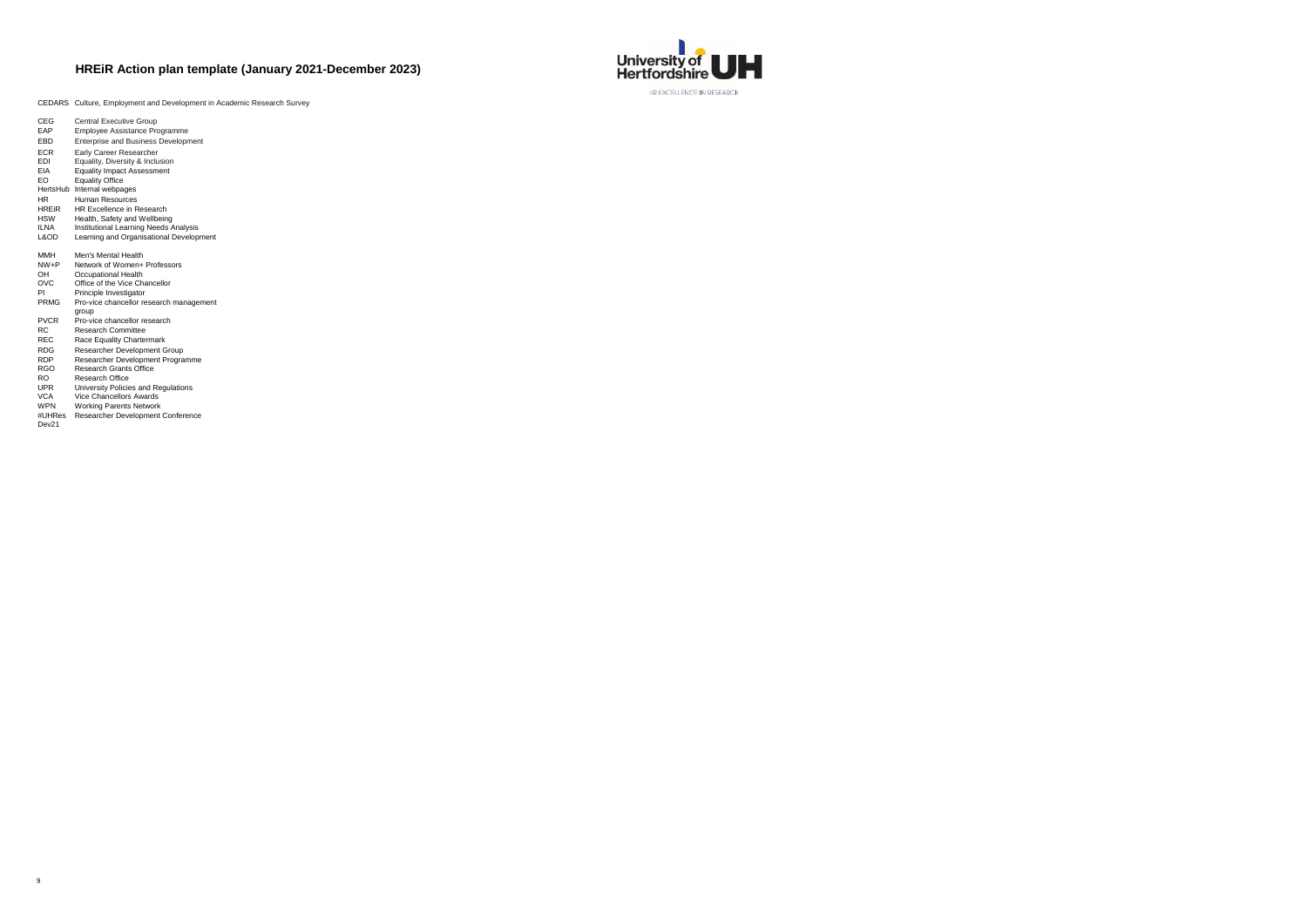# HREiR Action plan template (January 2021-December 2023)

| | |
|---|---|
| CEDARS | Culture, Employment and Development in Academic Research Survey |
| CEG | Central Executive Group |
| EAP | Employee Assistance Programme |
| EBD | Enterprise and Business Development |
| ECR | Early Career Researcher |
| EDI | Equality, Diversity & Inclusion |
| EIA | Equality Impact Assessment |
| EO | Equality Office |
| HertsHub | Internal webpages |
| HR | Human Resources |
| HREiR | HR Excellence in Research |
| HSW | Health, Safety and Wellbeing |
| ILNA | Institutional Learning Needs Analysis |
| L&OD | Learning and Organisational Development |
| MMH | Men's Mental Health |
| NW+P | Network of Women+ Professors |
| OH | Occupational Health |
| OVC | Office of the Vice Chancellor |
| PI | Principle Investigator |
| PRMG | Pro-vice chancellor research management group |
| PVCR | Pro-vice chancellor research |
| RC | Research Committee |
| REC | Race Equality Chartermark |
| RDG | Researcher Development Group |
| RDP | Researcher Development Programme |
| RGO | Research Grants Office |
| RO | Research Office |
| UPR | University Policies and Regulations |
| VCA | Vice Chancellors Awards |
| WPN | Working Parents Network |
| #UHResDev21 | Researcher Development Conference |